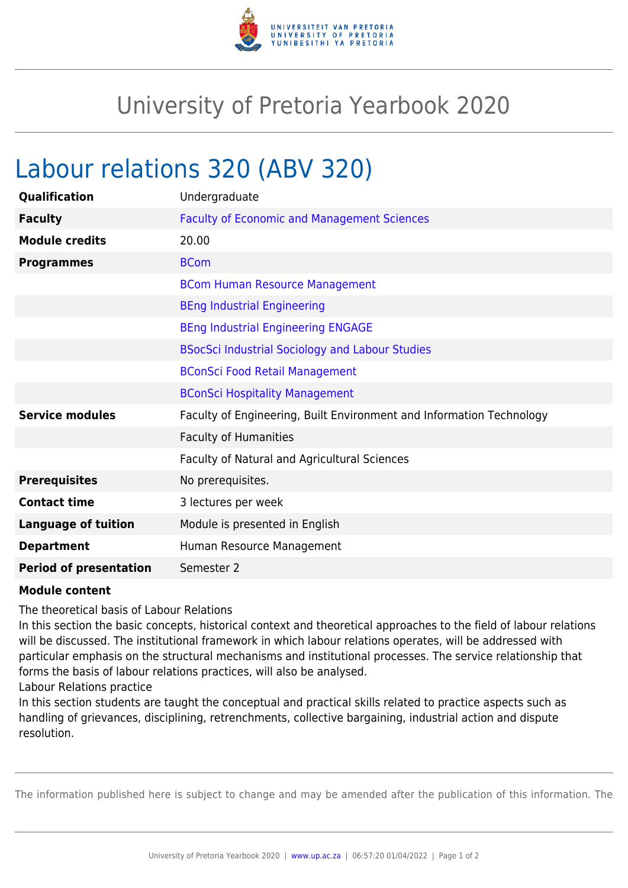# University of Pretoria Yearbook 2020

## Labour relations 320 (ABV 320)

| | |
|---|---|
| **Qualification** | Undergraduate |
| **Faculty** | Faculty of Economic and Management Sciences |
| **Module credits** | 20.00 |
| **Programmes** | BCom |
| | BCom Human Resource Management |
| | BEng Industrial Engineering |
| | BEng Industrial Engineering ENGAGE |
| | BSocSci Industrial Sociology and Labour Studies |
| | BConSci Food Retail Management |
| | BConSci Hospitality Management |
| **Service modules** | Faculty of Engineering, Built Environment and Information Technology |
| | Faculty of Humanities |
| | Faculty of Natural and Agricultural Sciences |
| **Prerequisites** | No prerequisites. |
| **Contact time** | 3 lectures per week |
| **Language of tuition** | Module is presented in English |
| **Department** | Human Resource Management |
| **Period of presentation** | Semester 2 |

**Module content**

The theoretical basis of Labour Relations
In this section the basic concepts, historical context and theoretical approaches to the field of labour relations will be discussed. The institutional framework in which labour relations operates, will be addressed with particular emphasis on the structural mechanisms and institutional processes. The service relationship that forms the basis of labour relations practices, will also be analysed.
Labour Relations practice
In this section students are taught the conceptual and practical skills related to practice aspects such as handling of grievances, disciplining, retrenchments, collective bargaining, industrial action and dispute resolution.

The information published here is subject to change and may be amended after the publication of this information. The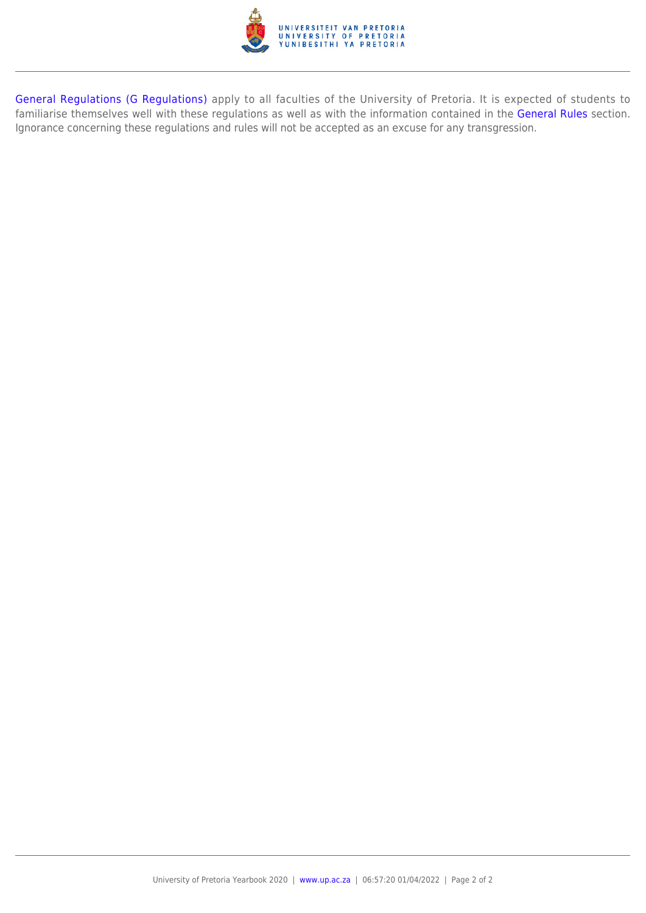General Regulations (G Regulations) apply to all faculties of the University of Pretoria. It is expected of students to familiarise themselves well with these regulations as well as with the information contained in the General Rules section. Ignorance concerning these regulations and rules will not be accepted as an excuse for any transgression.